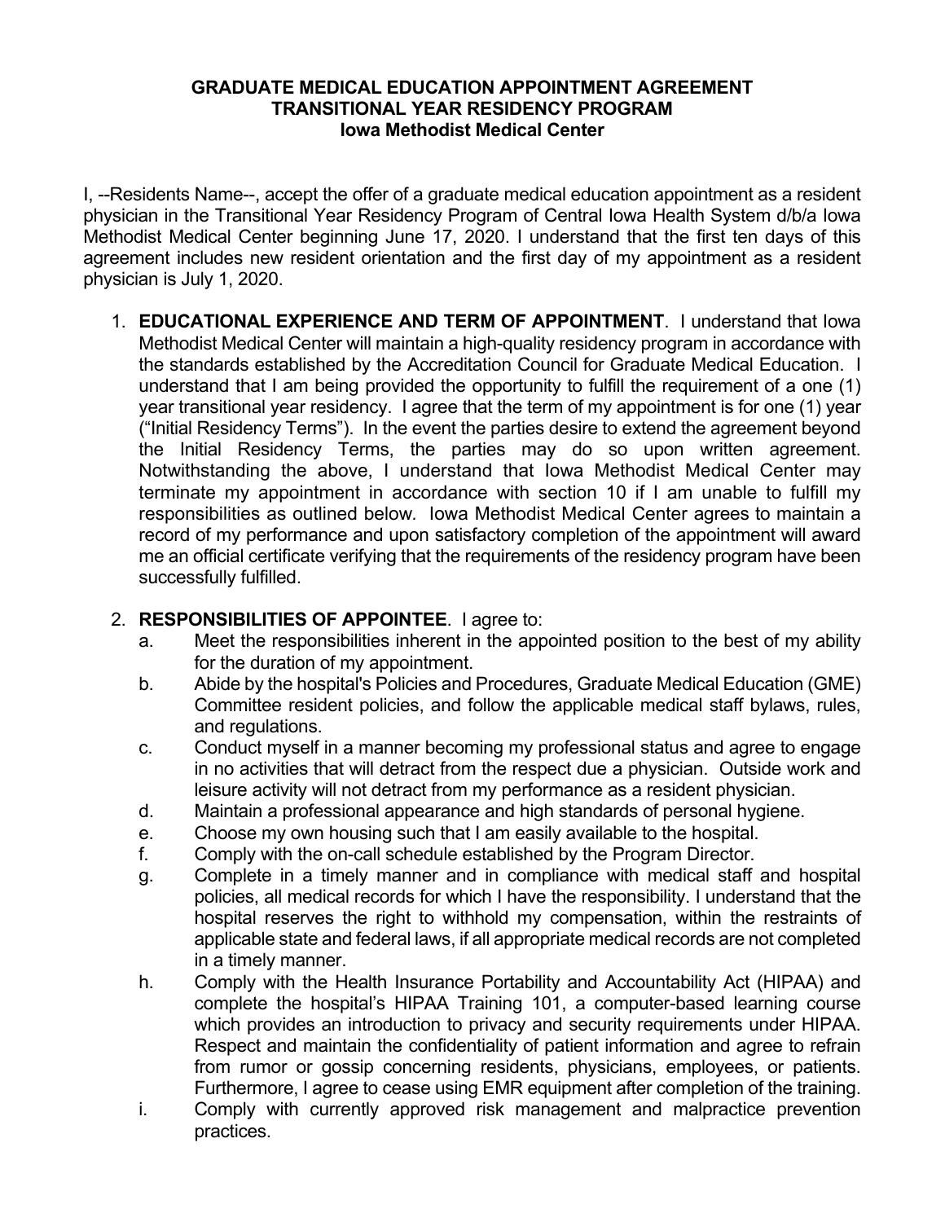**GRADUATE MEDICAL EDUCATION APPOINTMENT AGREEMENT**
**TRANSITIONAL YEAR RESIDENCY PROGRAM**
**Iowa Methodist Medical Center**

I, --Residents Name--, accept the offer of a graduate medical education appointment as a resident physician in the Transitional Year Residency Program of Central Iowa Health System d/b/a Iowa Methodist Medical Center beginning June 17, 2020. I understand that the first ten days of this agreement includes new resident orientation and the first day of my appointment as a resident physician is July 1, 2020.

1. **EDUCATIONAL EXPERIENCE AND TERM OF APPOINTMENT**. I understand that Iowa Methodist Medical Center will maintain a high-quality residency program in accordance with the standards established by the Accreditation Council for Graduate Medical Education. I understand that I am being provided the opportunity to fulfill the requirement of a one (1) year transitional year residency. I agree that the term of my appointment is for one (1) year ("Initial Residency Terms"). In the event the parties desire to extend the agreement beyond the Initial Residency Terms, the parties may do so upon written agreement. Notwithstanding the above, I understand that Iowa Methodist Medical Center may terminate my appointment in accordance with section 10 if I am unable to fulfill my responsibilities as outlined below. Iowa Methodist Medical Center agrees to maintain a record of my performance and upon satisfactory completion of the appointment will award me an official certificate verifying that the requirements of the residency program have been successfully fulfilled.

2. **RESPONSIBILITIES OF APPOINTEE**. I agree to:
   a. Meet the responsibilities inherent in the appointed position to the best of my ability for the duration of my appointment.
   b. Abide by the hospital's Policies and Procedures, Graduate Medical Education (GME) Committee resident policies, and follow the applicable medical staff bylaws, rules, and regulations.
   c. Conduct myself in a manner becoming my professional status and agree to engage in no activities that will detract from the respect due a physician. Outside work and leisure activity will not detract from my performance as a resident physician.
   d. Maintain a professional appearance and high standards of personal hygiene.
   e. Choose my own housing such that I am easily available to the hospital.
   f. Comply with the on-call schedule established by the Program Director.
   g. Complete in a timely manner and in compliance with medical staff and hospital policies, all medical records for which I have the responsibility. I understand that the hospital reserves the right to withhold my compensation, within the restraints of applicable state and federal laws, if all appropriate medical records are not completed in a timely manner.
   h. Comply with the Health Insurance Portability and Accountability Act (HIPAA) and complete the hospital's HIPAA Training 101, a computer-based learning course which provides an introduction to privacy and security requirements under HIPAA. Respect and maintain the confidentiality of patient information and agree to refrain from rumor or gossip concerning residents, physicians, employees, or patients. Furthermore, I agree to cease using EMR equipment after completion of the training.
   i. Comply with currently approved risk management and malpractice prevention practices.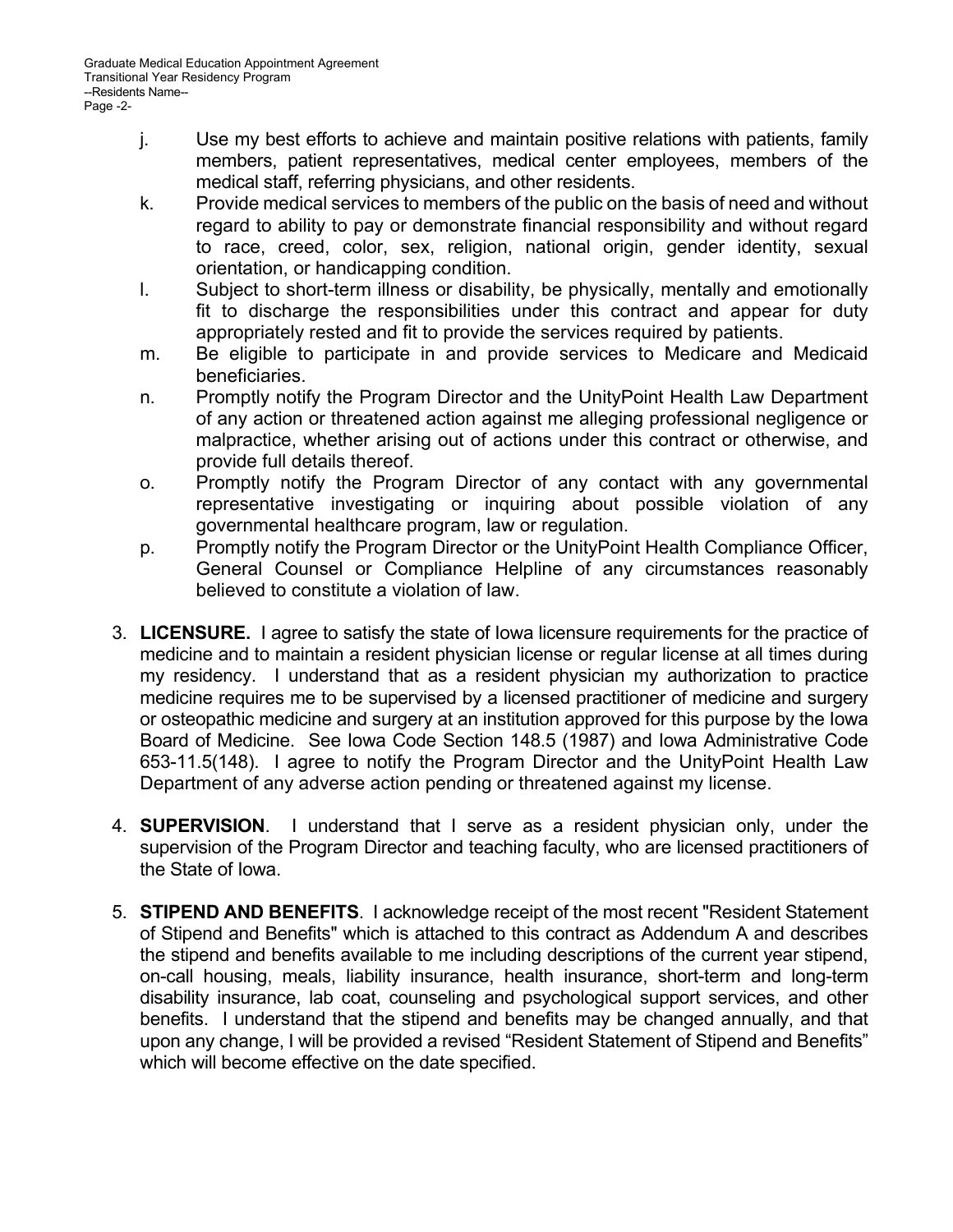j. Use my best efforts to achieve and maintain positive relations with patients, family members, patient representatives, medical center employees, members of the medical staff, referring physicians, and other residents.

k. Provide medical services to members of the public on the basis of need and without regard to ability to pay or demonstrate financial responsibility and without regard to race, creed, color, sex, religion, national origin, gender identity, sexual orientation, or handicapping condition.

l. Subject to short-term illness or disability, be physically, mentally and emotionally fit to discharge the responsibilities under this contract and appear for duty appropriately rested and fit to provide the services required by patients.

m. Be eligible to participate in and provide services to Medicare and Medicaid beneficiaries.

n. Promptly notify the Program Director and the UnityPoint Health Law Department of any action or threatened action against me alleging professional negligence or malpractice, whether arising out of actions under this contract or otherwise, and provide full details thereof.

o. Promptly notify the Program Director of any contact with any governmental representative investigating or inquiring about possible violation of any governmental healthcare program, law or regulation.

p. Promptly notify the Program Director or the UnityPoint Health Compliance Officer, General Counsel or Compliance Helpline of any circumstances reasonably believed to constitute a violation of law.

3. **LICENSURE.** I agree to satisfy the state of Iowa licensure requirements for the practice of medicine and to maintain a resident physician license or regular license at all times during my residency. I understand that as a resident physician my authorization to practice medicine requires me to be supervised by a licensed practitioner of medicine and surgery or osteopathic medicine and surgery at an institution approved for this purpose by the Iowa Board of Medicine. See Iowa Code Section 148.5 (1987) and Iowa Administrative Code 653-11.5(148). I agree to notify the Program Director and the UnityPoint Health Law Department of any adverse action pending or threatened against my license.

4. **SUPERVISION**. I understand that I serve as a resident physician only, under the supervision of the Program Director and teaching faculty, who are licensed practitioners of the State of Iowa.

5. **STIPEND AND BENEFITS**. I acknowledge receipt of the most recent "Resident Statement of Stipend and Benefits" which is attached to this contract as Addendum A and describes the stipend and benefits available to me including descriptions of the current year stipend, on-call housing, meals, liability insurance, health insurance, short-term and long-term disability insurance, lab coat, counseling and psychological support services, and other benefits. I understand that the stipend and benefits may be changed annually, and that upon any change, I will be provided a revised "Resident Statement of Stipend and Benefits" which will become effective on the date specified.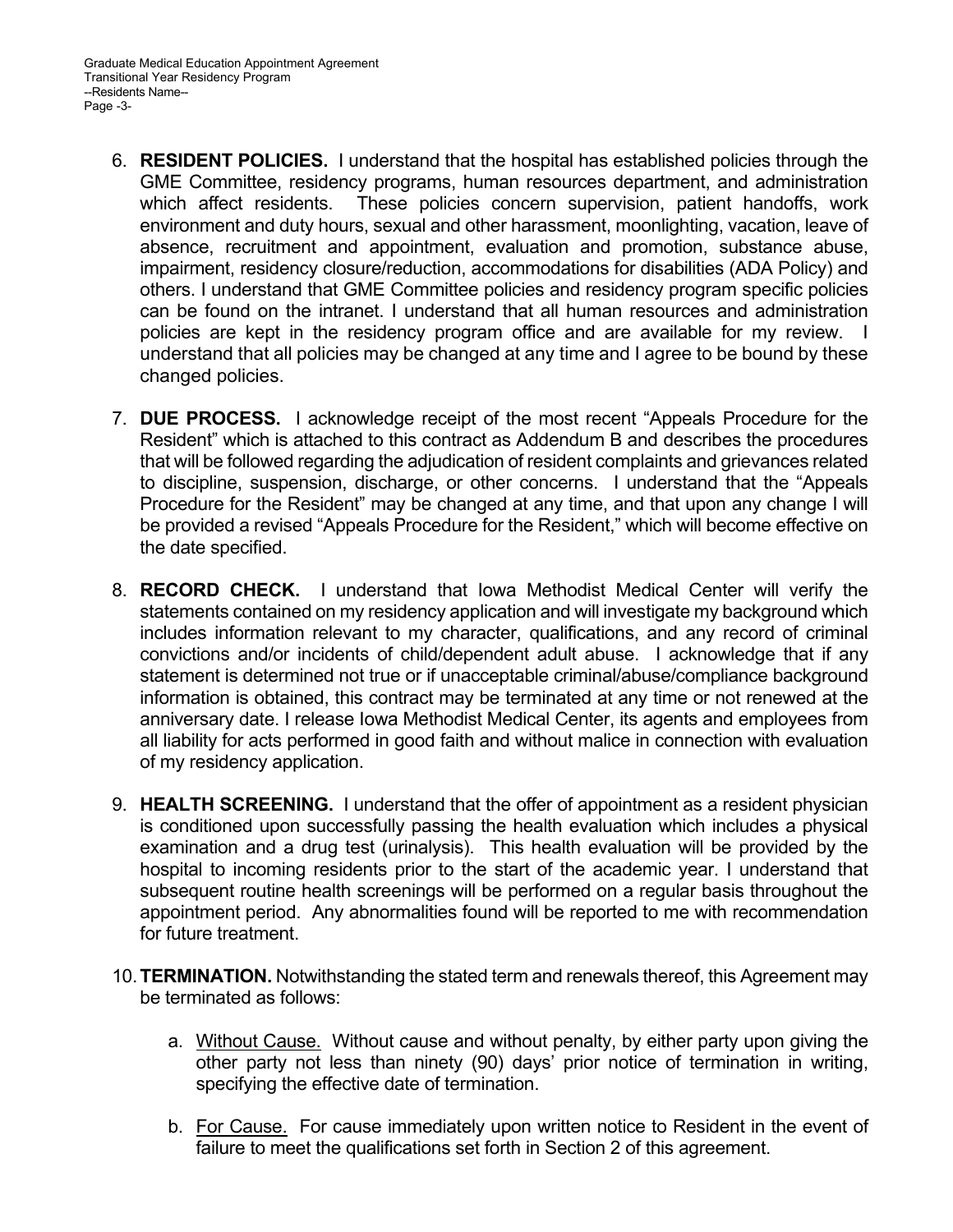6. **RESIDENT POLICIES.** I understand that the hospital has established policies through the GME Committee, residency programs, human resources department, and administration which affect residents. These policies concern supervision, patient handoffs, work environment and duty hours, sexual and other harassment, moonlighting, vacation, leave of absence, recruitment and appointment, evaluation and promotion, substance abuse, impairment, residency closure/reduction, accommodations for disabilities (ADA Policy) and others. I understand that GME Committee policies and residency program specific policies can be found on the intranet. I understand that all human resources and administration policies are kept in the residency program office and are available for my review. I understand that all policies may be changed at any time and I agree to be bound by these changed policies.

7. **DUE PROCESS.** I acknowledge receipt of the most recent "Appeals Procedure for the Resident" which is attached to this contract as Addendum B and describes the procedures that will be followed regarding the adjudication of resident complaints and grievances related to discipline, suspension, discharge, or other concerns. I understand that the "Appeals Procedure for the Resident" may be changed at any time, and that upon any change I will be provided a revised "Appeals Procedure for the Resident," which will become effective on the date specified.

8. **RECORD CHECK.** I understand that Iowa Methodist Medical Center will verify the statements contained on my residency application and will investigate my background which includes information relevant to my character, qualifications, and any record of criminal convictions and/or incidents of child/dependent adult abuse. I acknowledge that if any statement is determined not true or if unacceptable criminal/abuse/compliance background information is obtained, this contract may be terminated at any time or not renewed at the anniversary date. I release Iowa Methodist Medical Center, its agents and employees from all liability for acts performed in good faith and without malice in connection with evaluation of my residency application.

9. **HEALTH SCREENING.** I understand that the offer of appointment as a resident physician is conditioned upon successfully passing the health evaluation which includes a physical examination and a drug test (urinalysis). This health evaluation will be provided by the hospital to incoming residents prior to the start of the academic year. I understand that subsequent routine health screenings will be performed on a regular basis throughout the appointment period. Any abnormalities found will be reported to me with recommendation for future treatment.

10. **TERMINATION.** Notwithstanding the stated term and renewals thereof, this Agreement may be terminated as follows:

    a. Without Cause. Without cause and without penalty, by either party upon giving the other party not less than ninety (90) days' prior notice of termination in writing, specifying the effective date of termination.

    b. For Cause. For cause immediately upon written notice to Resident in the event of failure to meet the qualifications set forth in Section 2 of this agreement.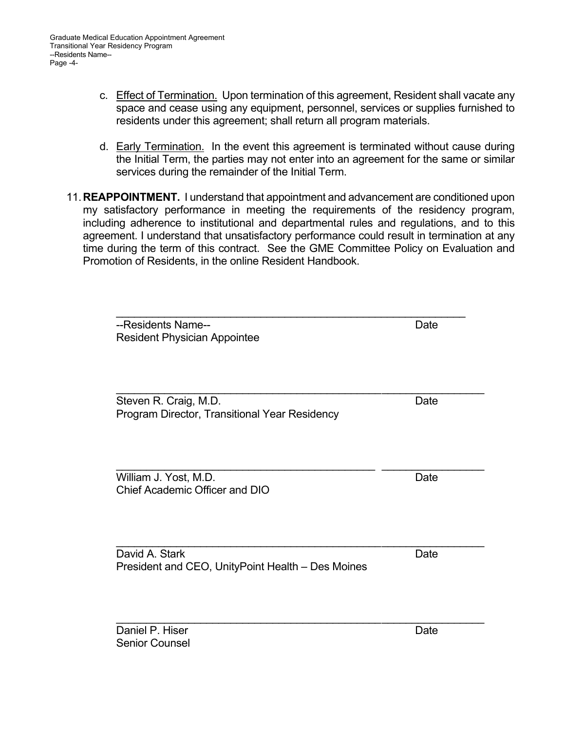c. <u>Effect of Termination.</u> Upon termination of this agreement, Resident shall vacate any space and cease using any equipment, personnel, services or supplies furnished to residents under this agreement; shall return all program materials.

d. <u>Early Termination.</u> In the event this agreement is terminated without cause during the Initial Term, the parties may not enter into an agreement for the same or similar services during the remainder of the Initial Term.

11. **REAPPOINTMENT.** I understand that appointment and advancement are conditioned upon my satisfactory performance in meeting the requirements of the residency program, including adherence to institutional and departmental rules and regulations, and to this agreement. I understand that unsatisfactory performance could result in termination at any time during the term of this contract. See the GME Committee Policy on Evaluation and Promotion of Residents, in the online Resident Handbook.

\_\_\_\_\_\_\_\_\_\_\_\_\_\_\_\_\_\_\_\_\_\_\_\_\_\_\_\_\_\_\_\_\_\_\_\_\_\_\_\_\_\_\_\_\_\_\_\_\_\_\_\_\_\_\_\_\_\_

--Residents Name-- Date
Resident Physician Appointee

\_\_\_\_\_\_\_\_\_\_\_\_\_\_\_\_\_\_\_\_\_\_\_\_\_\_\_\_\_\_\_\_\_\_\_\_\_\_\_\_\_\_\_\_\_\_\_\_\_\_\_\_\_\_\_\_\_\_

Steven R. Craig, M.D. Date
Program Director, Transitional Year Residency

\_\_\_\_\_\_\_\_\_\_\_\_\_\_\_\_\_\_\_\_\_\_\_\_\_\_\_\_\_\_\_\_\_\_\_\_\_\_\_\_\_\_ \_\_\_\_\_\_\_\_\_\_\_\_\_\_\_\_

William J. Yost, M.D. Date
Chief Academic Officer and DIO

\_\_\_\_\_\_\_\_\_\_\_\_\_\_\_\_\_\_\_\_\_\_\_\_\_\_\_\_\_\_\_\_\_\_\_\_\_\_\_\_\_\_\_\_\_\_\_\_\_\_\_\_\_\_\_\_\_\_

David A. Stark Date
President and CEO, UnityPoint Health – Des Moines

\_\_\_\_\_\_\_\_\_\_\_\_\_\_\_\_\_\_\_\_\_\_\_\_\_\_\_\_\_\_\_\_\_\_\_\_\_\_\_\_\_\_\_\_\_\_\_\_\_\_\_\_\_\_\_\_\_\_

Daniel P. Hiser Date
Senior Counsel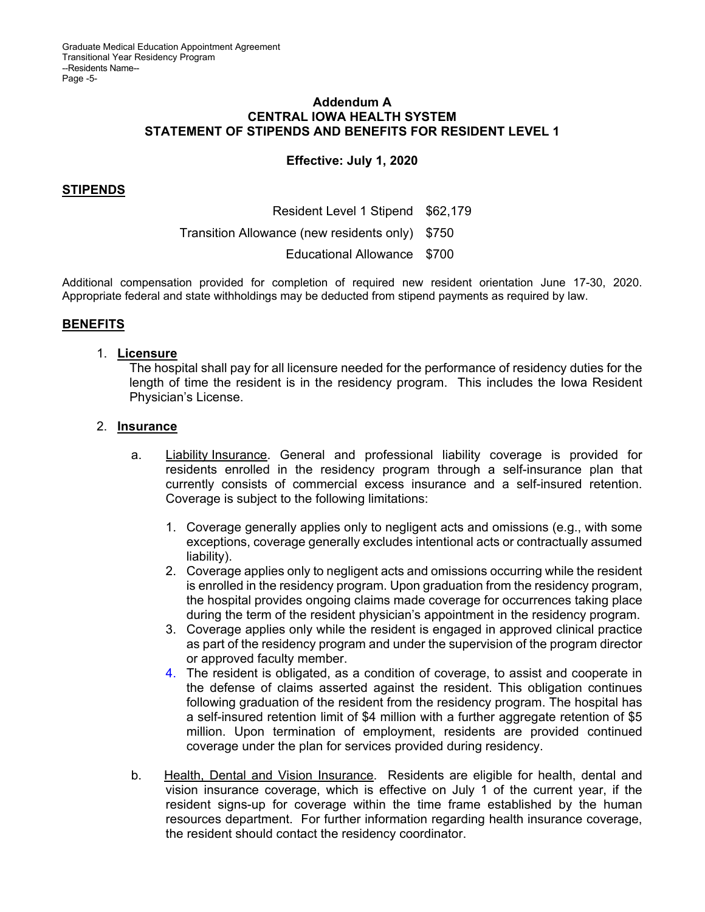# Addendum A
## CENTRAL IOWA HEALTH SYSTEM
## STATEMENT OF STIPENDS AND BENEFITS FOR RESIDENT LEVEL 1

**Effective: July 1, 2020**

### STIPENDS

| | |
|---|---|
| Resident Level 1 Stipend | $62,179 |
| Transition Allowance (new residents only) | $750 |
| Educational Allowance | $700 |

Additional compensation provided for completion of required new resident orientation June 17-30, 2020. Appropriate federal and state withholdings may be deducted from stipend payments as required by law.

### BENEFITS

1. **Licensure**
   The hospital shall pay for all licensure needed for the performance of residency duties for the length of time the resident is in the residency program. This includes the Iowa Resident Physician's License.

2. **Insurance**

   a. Liability Insurance. General and professional liability coverage is provided for residents enrolled in the residency program through a self-insurance plan that currently consists of commercial excess insurance and a self-insured retention. Coverage is subject to the following limitations:

      1. Coverage generally applies only to negligent acts and omissions (e.g., with some exceptions, coverage generally excludes intentional acts or contractually assumed liability).
      2. Coverage applies only to negligent acts and omissions occurring while the resident is enrolled in the residency program. Upon graduation from the residency program, the hospital provides ongoing claims made coverage for occurrences taking place during the term of the resident physician's appointment in the residency program.
      3. Coverage applies only while the resident is engaged in approved clinical practice as part of the residency program and under the supervision of the program director or approved faculty member.
      4. The resident is obligated, as a condition of coverage, to assist and cooperate in the defense of claims asserted against the resident. This obligation continues following graduation of the resident from the residency program. The hospital has a self-insured retention limit of $4 million with a further aggregate retention of $5 million. Upon termination of employment, residents are provided continued coverage under the plan for services provided during residency.

   b. Health, Dental and Vision Insurance. Residents are eligible for health, dental and vision insurance coverage, which is effective on July 1 of the current year, if the resident signs-up for coverage within the time frame established by the human resources department. For further information regarding health insurance coverage, the resident should contact the residency coordinator.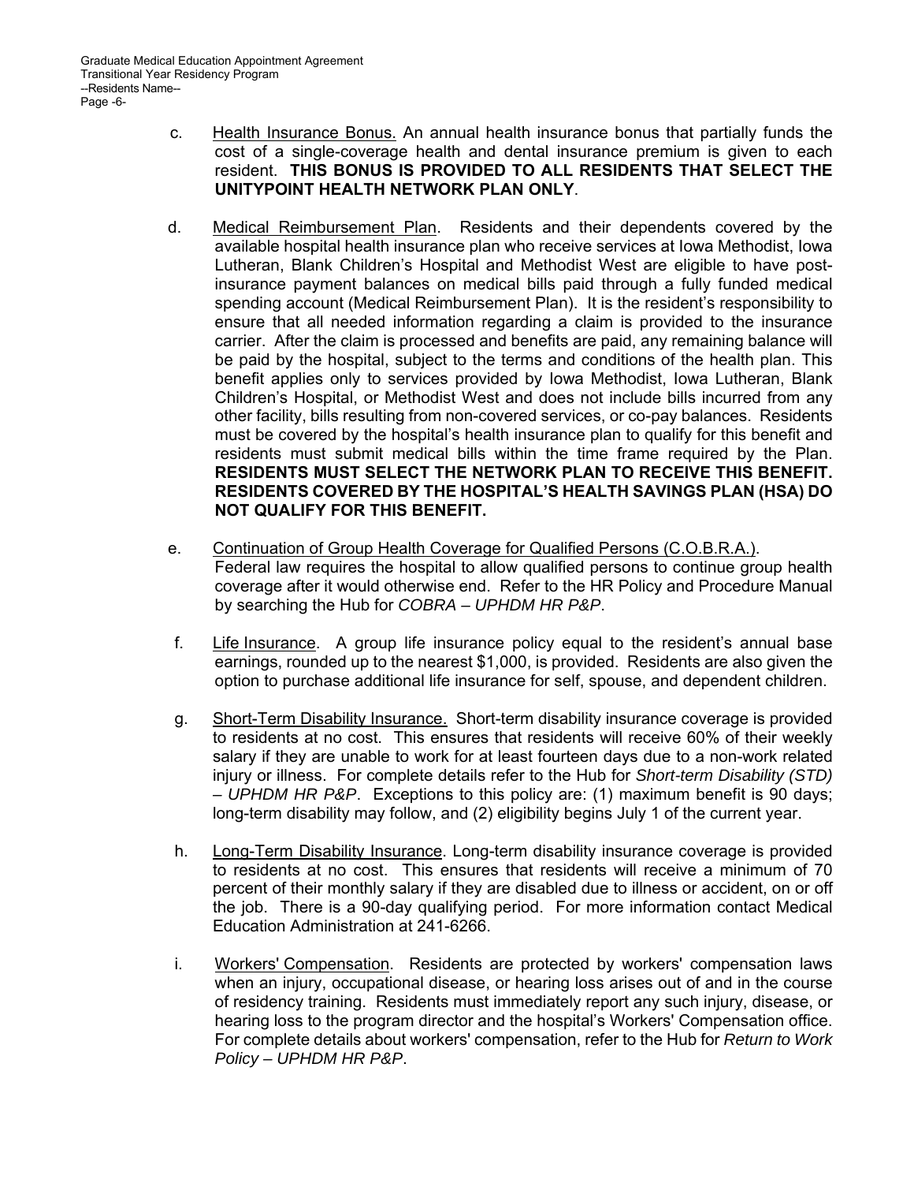c. <u>Health Insurance Bonus.</u> An annual health insurance bonus that partially funds the cost of a single-coverage health and dental insurance premium is given to each resident. **THIS BONUS IS PROVIDED TO ALL RESIDENTS THAT SELECT THE UNITYPOINT HEALTH NETWORK PLAN ONLY**.

d. <u>Medical Reimbursement Plan</u>. Residents and their dependents covered by the available hospital health insurance plan who receive services at Iowa Methodist, Iowa Lutheran, Blank Children's Hospital and Methodist West are eligible to have post-insurance payment balances on medical bills paid through a fully funded medical spending account (Medical Reimbursement Plan). It is the resident's responsibility to ensure that all needed information regarding a claim is provided to the insurance carrier. After the claim is processed and benefits are paid, any remaining balance will be paid by the hospital, subject to the terms and conditions of the health plan. This benefit applies only to services provided by Iowa Methodist, Iowa Lutheran, Blank Children's Hospital, or Methodist West and does not include bills incurred from any other facility, bills resulting from non-covered services, or co-pay balances. Residents must be covered by the hospital's health insurance plan to qualify for this benefit and residents must submit medical bills within the time frame required by the Plan. **RESIDENTS MUST SELECT THE NETWORK PLAN TO RECEIVE THIS BENEFIT. RESIDENTS COVERED BY THE HOSPITAL'S HEALTH SAVINGS PLAN (HSA) DO NOT QUALIFY FOR THIS BENEFIT.**

e. <u>Continuation of Group Health Coverage for Qualified Persons (C.O.B.R.A.)</u>. Federal law requires the hospital to allow qualified persons to continue group health coverage after it would otherwise end. Refer to the HR Policy and Procedure Manual by searching the Hub for *COBRA – UPHDM HR P&P*.

f. <u>Life Insurance</u>. A group life insurance policy equal to the resident's annual base earnings, rounded up to the nearest $1,000, is provided. Residents are also given the option to purchase additional life insurance for self, spouse, and dependent children.

g. <u>Short-Term Disability Insurance.</u> Short-term disability insurance coverage is provided to residents at no cost. This ensures that residents will receive 60% of their weekly salary if they are unable to work for at least fourteen days due to a non-work related injury or illness. For complete details refer to the Hub for *Short-term Disability (STD) – UPHDM HR P&P*. Exceptions to this policy are: (1) maximum benefit is 90 days; long-term disability may follow, and (2) eligibility begins July 1 of the current year.

h. <u>Long-Term Disability Insurance</u>. Long-term disability insurance coverage is provided to residents at no cost. This ensures that residents will receive a minimum of 70 percent of their monthly salary if they are disabled due to illness or accident, on or off the job. There is a 90-day qualifying period. For more information contact Medical Education Administration at 241-6266.

i. <u>Workers' Compensation</u>. Residents are protected by workers' compensation laws when an injury, occupational disease, or hearing loss arises out of and in the course of residency training. Residents must immediately report any such injury, disease, or hearing loss to the program director and the hospital's Workers' Compensation office. For complete details about workers' compensation, refer to the Hub for *Return to Work Policy – UPHDM HR P&P*.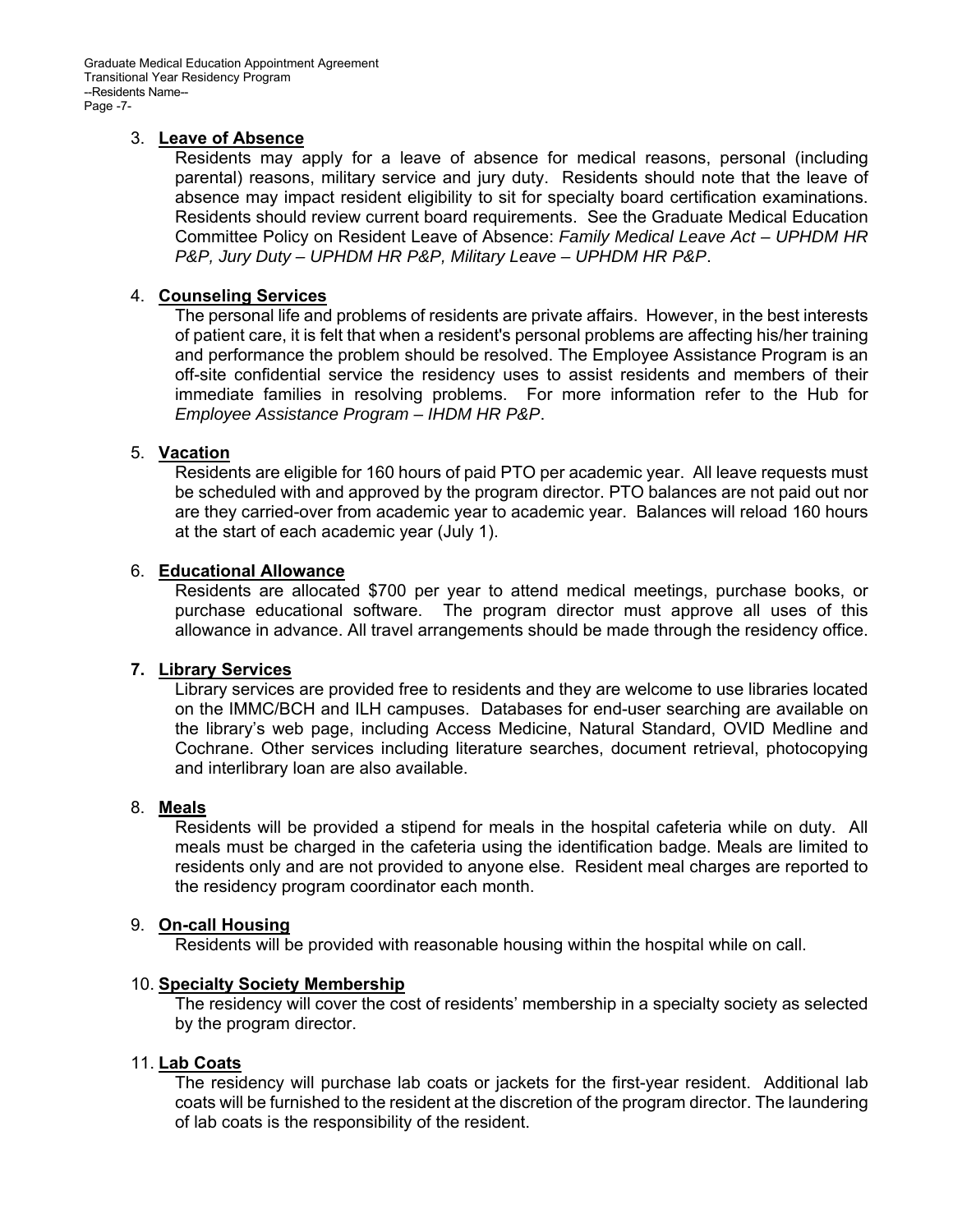3. **Leave of Absence**

   Residents may apply for a leave of absence for medical reasons, personal (including parental) reasons, military service and jury duty. Residents should note that the leave of absence may impact resident eligibility to sit for specialty board certification examinations. Residents should review current board requirements. See the Graduate Medical Education Committee Policy on Resident Leave of Absence: *Family Medical Leave Act – UPHDM HR P&P, Jury Duty – UPHDM HR P&P, Military Leave – UPHDM HR P&P*.

4. **Counseling Services**

   The personal life and problems of residents are private affairs. However, in the best interests of patient care, it is felt that when a resident's personal problems are affecting his/her training and performance the problem should be resolved. The Employee Assistance Program is an off-site confidential service the residency uses to assist residents and members of their immediate families in resolving problems. For more information refer to the Hub for *Employee Assistance Program – IHDM HR P&P*.

5. **Vacation**

   Residents are eligible for 160 hours of paid PTO per academic year. All leave requests must be scheduled with and approved by the program director. PTO balances are not paid out nor are they carried-over from academic year to academic year. Balances will reload 160 hours at the start of each academic year (July 1).

6. **Educational Allowance**

   Residents are allocated $700 per year to attend medical meetings, purchase books, or purchase educational software. The program director must approve all uses of this allowance in advance. All travel arrangements should be made through the residency office.

7. **Library Services**

   Library services are provided free to residents and they are welcome to use libraries located on the IMMC/BCH and ILH campuses. Databases for end-user searching are available on the library's web page, including Access Medicine, Natural Standard, OVID Medline and Cochrane. Other services including literature searches, document retrieval, photocopying and interlibrary loan are also available.

8. **Meals**

   Residents will be provided a stipend for meals in the hospital cafeteria while on duty. All meals must be charged in the cafeteria using the identification badge. Meals are limited to residents only and are not provided to anyone else. Resident meal charges are reported to the residency program coordinator each month.

9. **On-call Housing**

   Residents will be provided with reasonable housing within the hospital while on call.

10. **Specialty Society Membership**

    The residency will cover the cost of residents' membership in a specialty society as selected by the program director.

11. **Lab Coats**

    The residency will purchase lab coats or jackets for the first-year resident. Additional lab coats will be furnished to the resident at the discretion of the program director. The laundering of lab coats is the responsibility of the resident.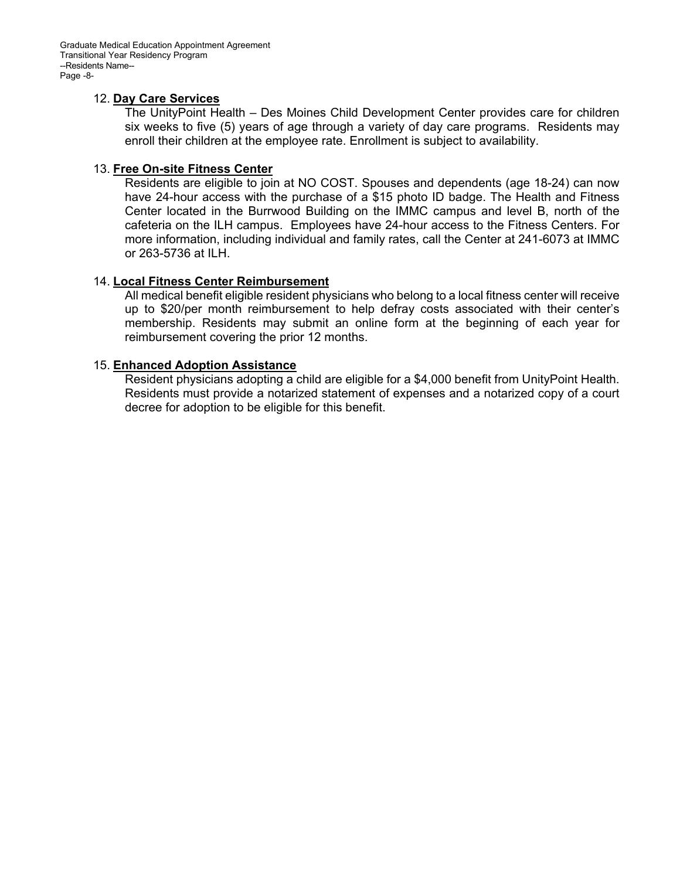12. **Day Care Services**

    The UnityPoint Health – Des Moines Child Development Center provides care for children six weeks to five (5) years of age through a variety of day care programs. Residents may enroll their children at the employee rate. Enrollment is subject to availability.

13. **Free On-site Fitness Center**

    Residents are eligible to join at NO COST. Spouses and dependents (age 18-24) can now have 24-hour access with the purchase of a $15 photo ID badge. The Health and Fitness Center located in the Burrwood Building on the IMMC campus and level B, north of the cafeteria on the ILH campus. Employees have 24-hour access to the Fitness Centers. For more information, including individual and family rates, call the Center at 241-6073 at IMMC or 263-5736 at ILH.

14. **Local Fitness Center Reimbursement**

    All medical benefit eligible resident physicians who belong to a local fitness center will receive up to $20/per month reimbursement to help defray costs associated with their center's membership. Residents may submit an online form at the beginning of each year for reimbursement covering the prior 12 months.

15. **Enhanced Adoption Assistance**

    Resident physicians adopting a child are eligible for a $4,000 benefit from UnityPoint Health. Residents must provide a notarized statement of expenses and a notarized copy of a court decree for adoption to be eligible for this benefit.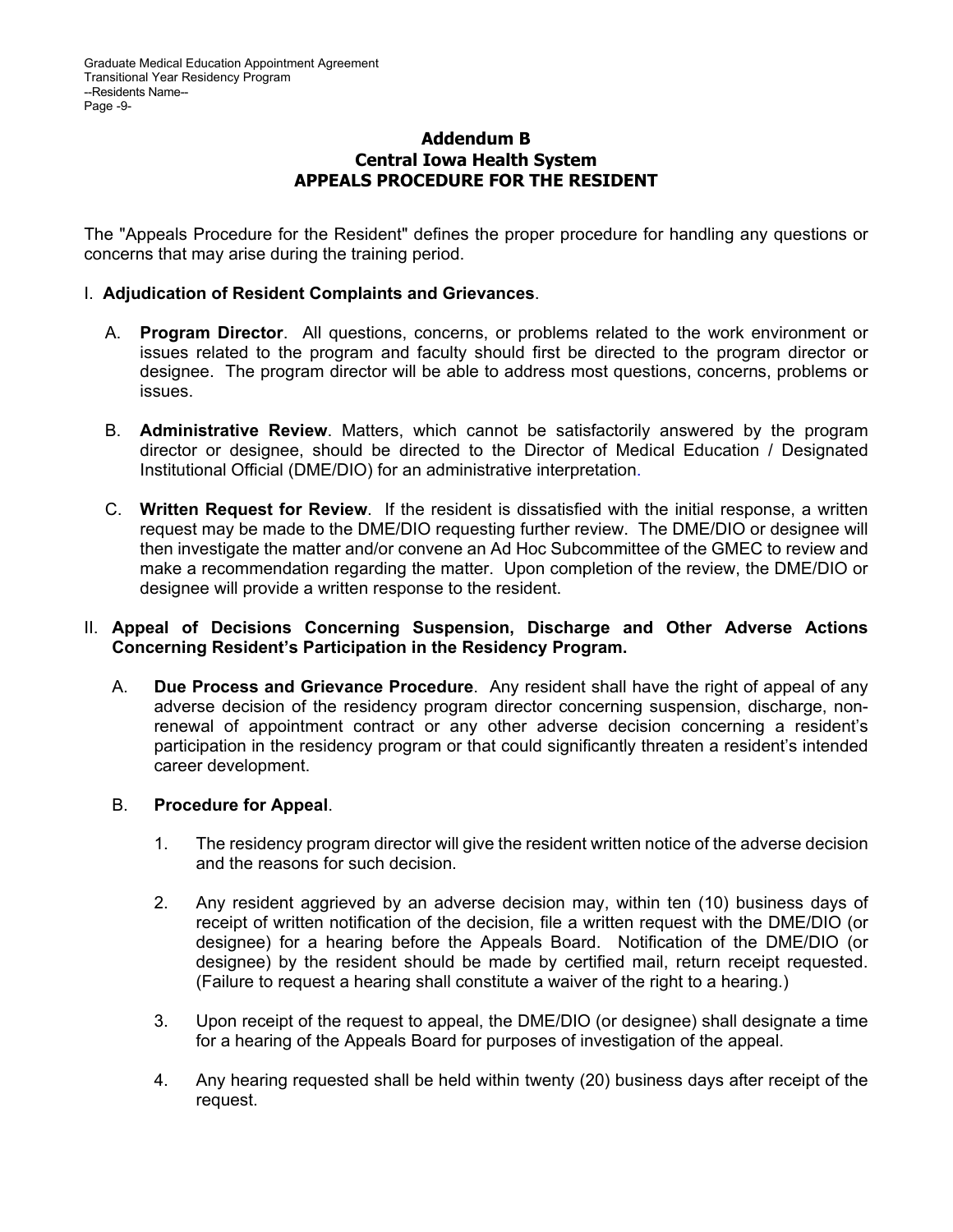## Addendum B
## Central Iowa Health System
## APPEALS PROCEDURE FOR THE RESIDENT

The "Appeals Procedure for the Resident" defines the proper procedure for handling any questions or concerns that may arise during the training period.

I. **Adjudication of Resident Complaints and Grievances**.

A. **Program Director**. All questions, concerns, or problems related to the work environment or issues related to the program and faculty should first be directed to the program director or designee. The program director will be able to address most questions, concerns, problems or issues.

B. **Administrative Review**. Matters, which cannot be satisfactorily answered by the program director or designee, should be directed to the Director of Medical Education / Designated Institutional Official (DME/DIO) for an administrative interpretation.

C. **Written Request for Review**. If the resident is dissatisfied with the initial response, a written request may be made to the DME/DIO requesting further review. The DME/DIO or designee will then investigate the matter and/or convene an Ad Hoc Subcommittee of the GMEC to review and make a recommendation regarding the matter. Upon completion of the review, the DME/DIO or designee will provide a written response to the resident.

II. **Appeal of Decisions Concerning Suspension, Discharge and Other Adverse Actions Concerning Resident's Participation in the Residency Program.**

A. **Due Process and Grievance Procedure**. Any resident shall have the right of appeal of any adverse decision of the residency program director concerning suspension, discharge, non-renewal of appointment contract or any other adverse decision concerning a resident's participation in the residency program or that could significantly threaten a resident's intended career development.

B. **Procedure for Appeal**.

1. The residency program director will give the resident written notice of the adverse decision and the reasons for such decision.

2. Any resident aggrieved by an adverse decision may, within ten (10) business days of receipt of written notification of the decision, file a written request with the DME/DIO (or designee) for a hearing before the Appeals Board. Notification of the DME/DIO (or designee) by the resident should be made by certified mail, return receipt requested. (Failure to request a hearing shall constitute a waiver of the right to a hearing.)

3. Upon receipt of the request to appeal, the DME/DIO (or designee) shall designate a time for a hearing of the Appeals Board for purposes of investigation of the appeal.

4. Any hearing requested shall be held within twenty (20) business days after receipt of the request.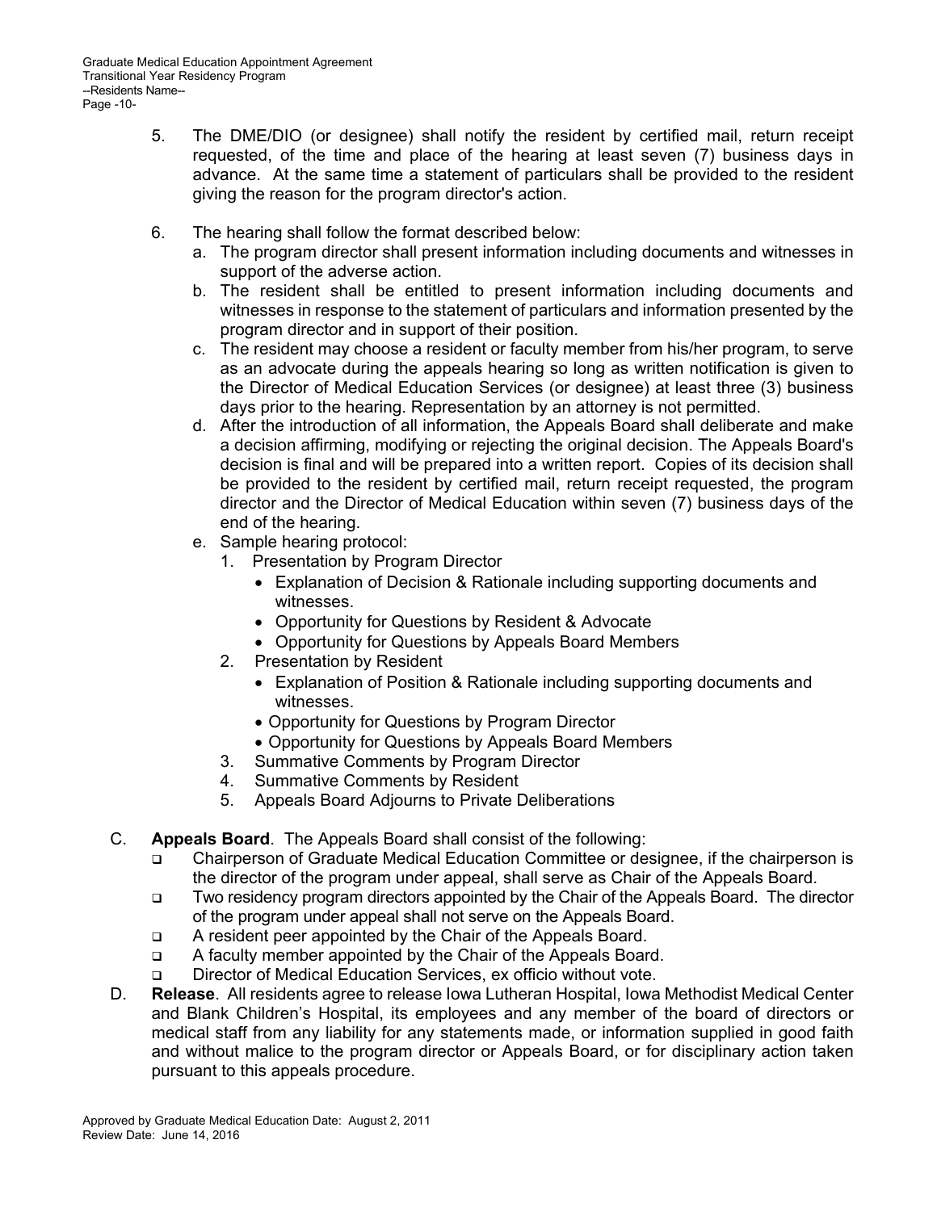5. The DME/DIO (or designee) shall notify the resident by certified mail, return receipt requested, of the time and place of the hearing at least seven (7) business days in advance. At the same time a statement of particulars shall be provided to the resident giving the reason for the program director's action.

6. The hearing shall follow the format described below:
   a. The program director shall present information including documents and witnesses in support of the adverse action.
   b. The resident shall be entitled to present information including documents and witnesses in response to the statement of particulars and information presented by the program director and in support of their position.
   c. The resident may choose a resident or faculty member from his/her program, to serve as an advocate during the appeals hearing so long as written notification is given to the Director of Medical Education Services (or designee) at least three (3) business days prior to the hearing. Representation by an attorney is not permitted.
   d. After the introduction of all information, the Appeals Board shall deliberate and make a decision affirming, modifying or rejecting the original decision. The Appeals Board's decision is final and will be prepared into a written report. Copies of its decision shall be provided to the resident by certified mail, return receipt requested, the program director and the Director of Medical Education within seven (7) business days of the end of the hearing.
   e. Sample hearing protocol:
      1. Presentation by Program Director
         - Explanation of Decision & Rationale including supporting documents and witnesses.
         - Opportunity for Questions by Resident & Advocate
         - Opportunity for Questions by Appeals Board Members
      2. Presentation by Resident
         - Explanation of Position & Rationale including supporting documents and witnesses.
         - Opportunity for Questions by Program Director
         - Opportunity for Questions by Appeals Board Members
      3. Summative Comments by Program Director
      4. Summative Comments by Resident
      5. Appeals Board Adjourns to Private Deliberations

C. **Appeals Board**. The Appeals Board shall consist of the following:
   - Chairperson of Graduate Medical Education Committee or designee, if the chairperson is the director of the program under appeal, shall serve as Chair of the Appeals Board.
   - Two residency program directors appointed by the Chair of the Appeals Board. The director of the program under appeal shall not serve on the Appeals Board.
   - A resident peer appointed by the Chair of the Appeals Board.
   - A faculty member appointed by the Chair of the Appeals Board.
   - Director of Medical Education Services, ex officio without vote.

D. **Release**. All residents agree to release Iowa Lutheran Hospital, Iowa Methodist Medical Center and Blank Children's Hospital, its employees and any member of the board of directors or medical staff from any liability for any statements made, or information supplied in good faith and without malice to the program director or Appeals Board, or for disciplinary action taken pursuant to this appeals procedure.

Approved by Graduate Medical Education Date: August 2, 2011
Review Date: June 14, 2016